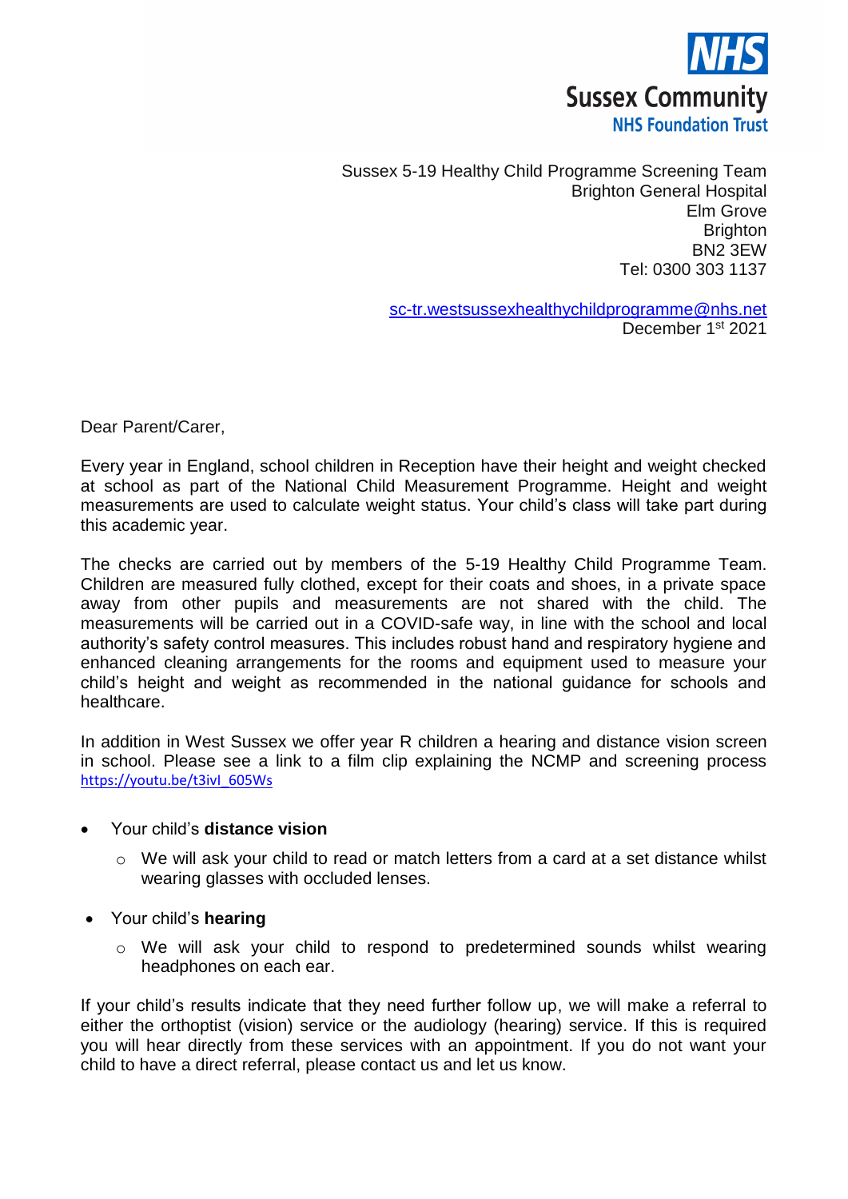NHS
Sussex Community
NHS Foundation Trust

Sussex 5-19 Healthy Child Programme Screening Team
Brighton General Hospital
Elm Grove
Brighton
BN2 3EW
Tel: 0300 303 1137

sc-tr.westsussexhealthychildprogramme@nhs.net
December 1st 2021

Dear Parent/Carer,

Every year in England, school children in Reception have their height and weight checked at school as part of the National Child Measurement Programme. Height and weight measurements are used to calculate weight status. Your child's class will take part during this academic year.

The checks are carried out by members of the 5-19 Healthy Child Programme Team. Children are measured fully clothed, except for their coats and shoes, in a private space away from other pupils and measurements are not shared with the child. The measurements will be carried out in a COVID-safe way, in line with the school and local authority's safety control measures. This includes robust hand and respiratory hygiene and enhanced cleaning arrangements for the rooms and equipment used to measure your child's height and weight as recommended in the national guidance for schools and healthcare.

In addition in West Sussex we offer year R children a hearing and distance vision screen in school. Please see a link to a film clip explaining the NCMP and screening process https://youtu.be/t3ivl_605Ws

- Your child's **distance vision**
  - We will ask your child to read or match letters from a card at a set distance whilst wearing glasses with occluded lenses.
- Your child's **hearing**
  - We will ask your child to respond to predetermined sounds whilst wearing headphones on each ear.

If your child's results indicate that they need further follow up, we will make a referral to either the orthoptist (vision) service or the audiology (hearing) service. If this is required you will hear directly from these services with an appointment. If you do not want your child to have a direct referral, please contact us and let us know.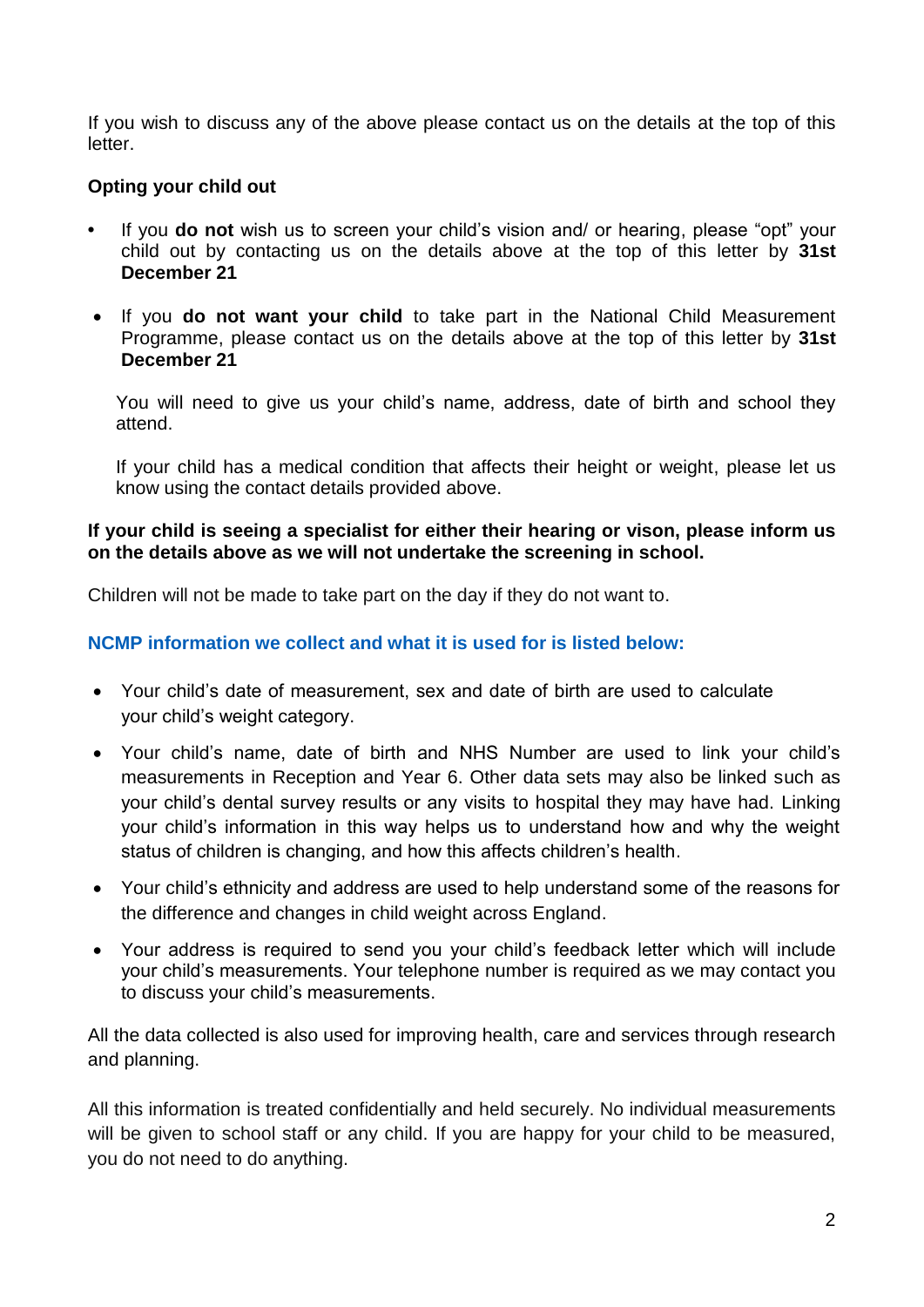If you wish to discuss any of the above please contact us on the details at the top of this letter.

**Opting your child out**

- If you **do not** wish us to screen your child's vision and/ or hearing, please "opt" your child out by contacting us on the details above at the top of this letter by **31st December 21**
- If you **do not want your child** to take part in the National Child Measurement Programme, please contact us on the details above at the top of this letter by **31st December 21**

  You will need to give us your child's name, address, date of birth and school they attend.

  If your child has a medical condition that affects their height or weight, please let us know using the contact details provided above.

**If your child is seeing a specialist for either their hearing or vison, please inform us on the details above as we will not undertake the screening in school.**

Children will not be made to take part on the day if they do not want to.

**NCMP information we collect and what it is used for is listed below:**

- Your child's date of measurement, sex and date of birth are used to calculate your child's weight category.
- Your child's name, date of birth and NHS Number are used to link your child's measurements in Reception and Year 6. Other data sets may also be linked such as your child's dental survey results or any visits to hospital they may have had. Linking your child's information in this way helps us to understand how and why the weight status of children is changing, and how this affects children's health.
- Your child's ethnicity and address are used to help understand some of the reasons for the difference and changes in child weight across England.
- Your address is required to send you your child's feedback letter which will include your child's measurements. Your telephone number is required as we may contact you to discuss your child's measurements.

All the data collected is also used for improving health, care and services through research and planning.

All this information is treated confidentially and held securely. No individual measurements will be given to school staff or any child. If you are happy for your child to be measured, you do not need to do anything.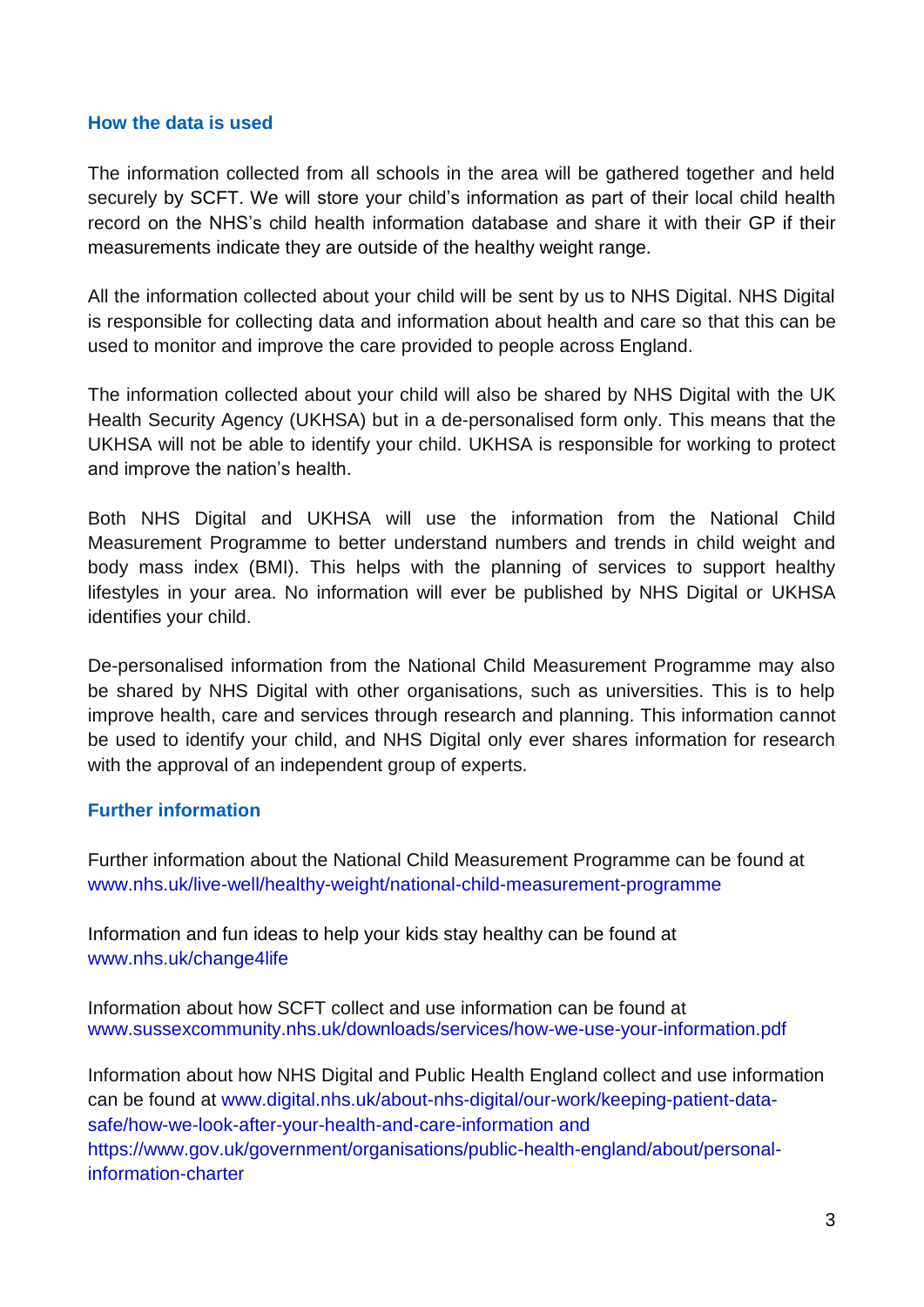## How the data is used

The information collected from all schools in the area will be gathered together and held securely by SCFT. We will store your child's information as part of their local child health record on the NHS's child health information database and share it with their GP if their measurements indicate they are outside of the healthy weight range.

All the information collected about your child will be sent by us to NHS Digital. NHS Digital is responsible for collecting data and information about health and care so that this can be used to monitor and improve the care provided to people across England.

The information collected about your child will also be shared by NHS Digital with the UK Health Security Agency (UKHSA) but in a de-personalised form only. This means that the UKHSA will not be able to identify your child. UKHSA is responsible for working to protect and improve the nation's health.

Both NHS Digital and UKHSA will use the information from the National Child Measurement Programme to better understand numbers and trends in child weight and body mass index (BMI). This helps with the planning of services to support healthy lifestyles in your area. No information will ever be published by NHS Digital or UKHSA identifies your child.

De-personalised information from the National Child Measurement Programme may also be shared by NHS Digital with other organisations, such as universities. This is to help improve health, care and services through research and planning. This information cannot be used to identify your child, and NHS Digital only ever shares information for research with the approval of an independent group of experts.

## Further information

Further information about the National Child Measurement Programme can be found at www.nhs.uk/live-well/healthy-weight/national-child-measurement-programme

Information and fun ideas to help your kids stay healthy can be found at www.nhs.uk/change4life

Information about how SCFT collect and use information can be found at www.sussexcommunity.nhs.uk/downloads/services/how-we-use-your-information.pdf

Information about how NHS Digital and Public Health England collect and use information can be found at www.digital.nhs.uk/about-nhs-digital/our-work/keeping-patient-data-safe/how-we-look-after-your-health-and-care-information and https://www.gov.uk/government/organisations/public-health-england/about/personal-information-charter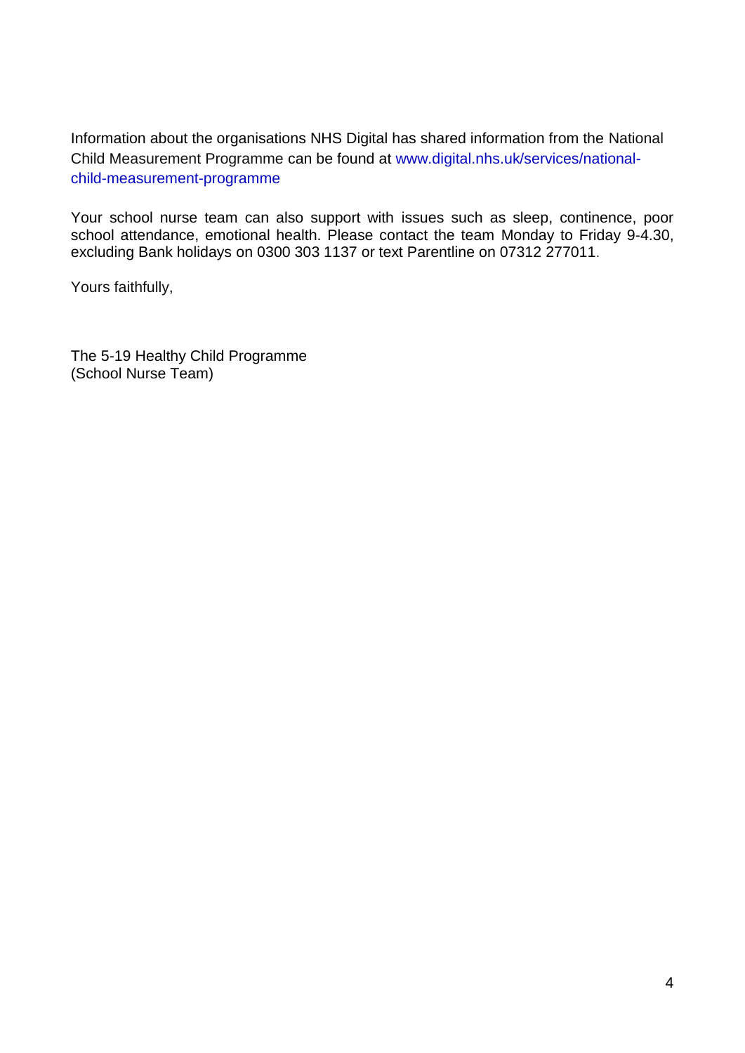Information about the organisations NHS Digital has shared information from the National Child Measurement Programme can be found at www.digital.nhs.uk/services/national-child-measurement-programme

Your school nurse team can also support with issues such as sleep, continence, poor school attendance, emotional health. Please contact the team Monday to Friday 9-4.30, excluding Bank holidays on 0300 303 1137 or text Parentline on 07312 277011.

Yours faithfully,

The 5-19 Healthy Child Programme
(School Nurse Team)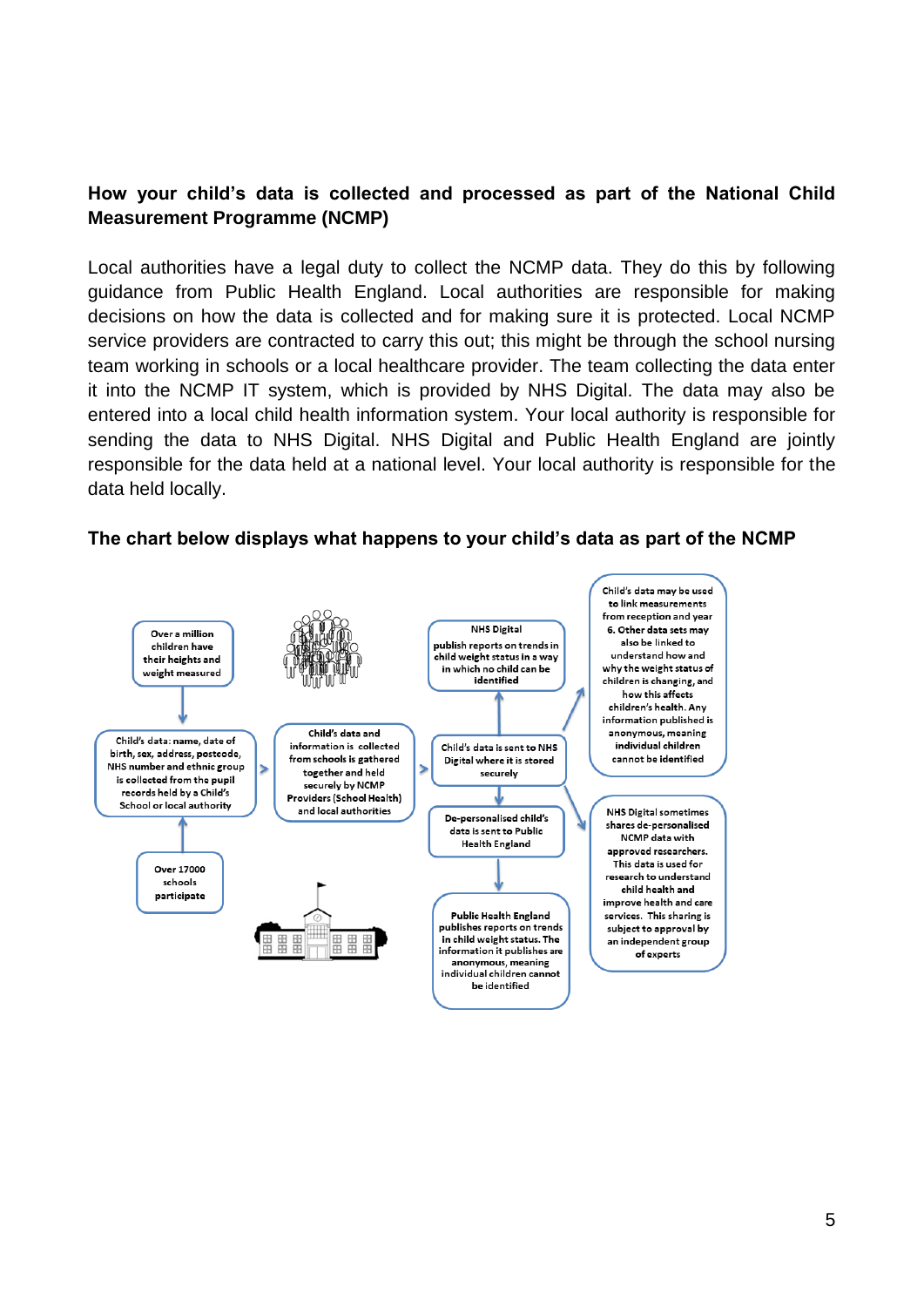**How your child's data is collected and processed as part of the National Child Measurement Programme (NCMP)**

Local authorities have a legal duty to collect the NCMP data. They do this by following guidance from Public Health England. Local authorities are responsible for making decisions on how the data is collected and for making sure it is protected. Local NCMP service providers are contracted to carry this out; this might be through the school nursing team working in schools or a local healthcare provider. The team collecting the data enter it into the NCMP IT system, which is provided by NHS Digital. The data may also be entered into a local child health information system. Your local authority is responsible for sending the data to NHS Digital. NHS Digital and Public Health England are jointly responsible for the data held at a national level. Your local authority is responsible for the data held locally.

**The chart below displays what happens to your child's data as part of the NCMP**

Over a million children have their heights and weight measured

Child's data: name, date of birth, sex, address, postcode, NHS number and ethnic group is collected from the pupil records held by a Child's School or local authority

Over 17000 schools participate

Child's data and information is collected from schools is gathered together and held securely by NCMP Providers (School Health) and local authorities

Child's data is sent to NHS Digital where it is stored securely

NHS Digital publish reports on trends in child weight status in a way in which no child can be identified

De-personalised child's data is sent to Public Health England

Public Health England publishes reports on trends in child weight status. The information it publishes are anonymous, meaning individual children cannot be identified

Child's data may be used to link measurements from reception and year 6. Other data sets may also be linked to understand how and why the weight status of children is changing, and how this affects children's health. Any information published is anonymous, meaning individual children cannot be identified

NHS Digital sometimes shares de-personalised NCMP data with approved researchers. This data is used for research to understand child health and improve health and care services. This sharing is subject to approval by an independent group of experts